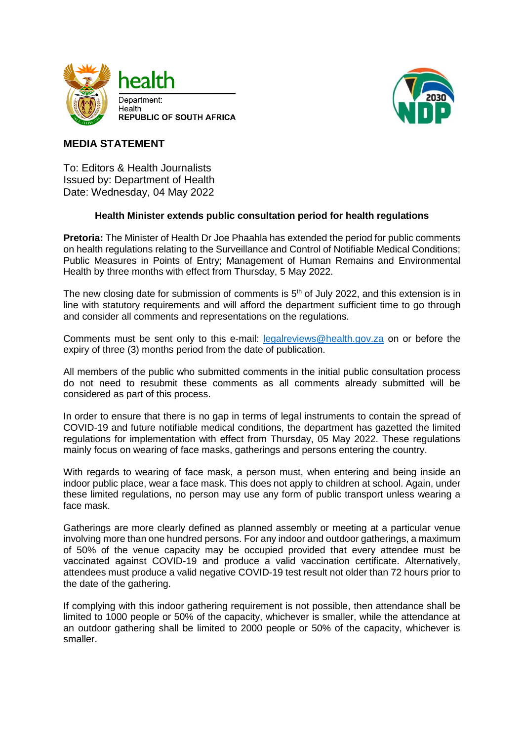health
Department:
Health
**REPUBLIC OF SOUTH AFRICA**

## MEDIA STATEMENT

To: Editors & Health Journalists
Issued by: Department of Health
Date: Wednesday, 04 May 2022

### Health Minister extends public consultation period for health regulations

**Pretoria:** The Minister of Health Dr Joe Phaahla has extended the period for public comments on health regulations relating to the Surveillance and Control of Notifiable Medical Conditions; Public Measures in Points of Entry; Management of Human Remains and Environmental Health by three months with effect from Thursday, 5 May 2022.

The new closing date for submission of comments is 5th of July 2022, and this extension is in line with statutory requirements and will afford the department sufficient time to go through and consider all comments and representations on the regulations.

Comments must be sent only to this e-mail: legalreviews@health.gov.za on or before the expiry of three (3) months period from the date of publication.

All members of the public who submitted comments in the initial public consultation process do not need to resubmit these comments as all comments already submitted will be considered as part of this process.

In order to ensure that there is no gap in terms of legal instruments to contain the spread of COVID-19 and future notifiable medical conditions, the department has gazetted the limited regulations for implementation with effect from Thursday, 05 May 2022. These regulations mainly focus on wearing of face masks, gatherings and persons entering the country.

With regards to wearing of face mask, a person must, when entering and being inside an indoor public place, wear a face mask. This does not apply to children at school. Again, under these limited regulations, no person may use any form of public transport unless wearing a face mask.

Gatherings are more clearly defined as planned assembly or meeting at a particular venue involving more than one hundred persons. For any indoor and outdoor gatherings, a maximum of 50% of the venue capacity may be occupied provided that every attendee must be vaccinated against COVID-19 and produce a valid vaccination certificate. Alternatively, attendees must produce a valid negative COVID-19 test result not older than 72 hours prior to the date of the gathering.

If complying with this indoor gathering requirement is not possible, then attendance shall be limited to 1000 people or 50% of the capacity, whichever is smaller, while the attendance at an outdoor gathering shall be limited to 2000 people or 50% of the capacity, whichever is smaller.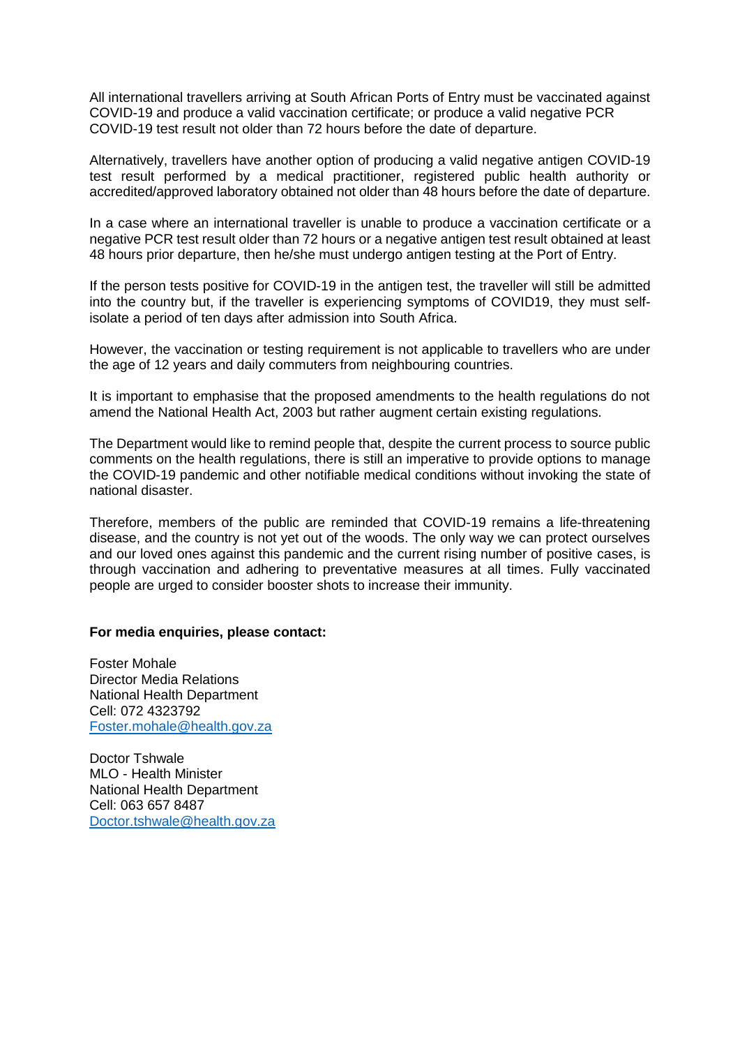All international travellers arriving at South African Ports of Entry must be vaccinated against COVID-19 and produce a valid vaccination certificate; or produce a valid negative PCR COVID-19 test result not older than 72 hours before the date of departure.

Alternatively, travellers have another option of producing a valid negative antigen COVID-19 test result performed by a medical practitioner, registered public health authority or accredited/approved laboratory obtained not older than 48 hours before the date of departure.

In a case where an international traveller is unable to produce a vaccination certificate or a negative PCR test result older than 72 hours or a negative antigen test result obtained at least 48 hours prior departure, then he/she must undergo antigen testing at the Port of Entry.

If the person tests positive for COVID-19 in the antigen test, the traveller will still be admitted into the country but, if the traveller is experiencing symptoms of COVID19, they must self-isolate a period of ten days after admission into South Africa.

However, the vaccination or testing requirement is not applicable to travellers who are under the age of 12 years and daily commuters from neighbouring countries.

It is important to emphasise that the proposed amendments to the health regulations do not amend the National Health Act, 2003 but rather augment certain existing regulations.

The Department would like to remind people that, despite the current process to source public comments on the health regulations, there is still an imperative to provide options to manage the COVID-19 pandemic and other notifiable medical conditions without invoking the state of national disaster.

Therefore, members of the public are reminded that COVID-19 remains a life-threatening disease, and the country is not yet out of the woods. The only way we can protect ourselves and our loved ones against this pandemic and the current rising number of positive cases, is through vaccination and adhering to preventative measures at all times. Fully vaccinated people are urged to consider booster shots to increase their immunity.

**For media enquiries, please contact:**

Foster Mohale
Director Media Relations
National Health Department
Cell: 072 4323792
Foster.mohale@health.gov.za

Doctor Tshwale
MLO - Health Minister
National Health Department
Cell: 063 657 8487
Doctor.tshwale@health.gov.za